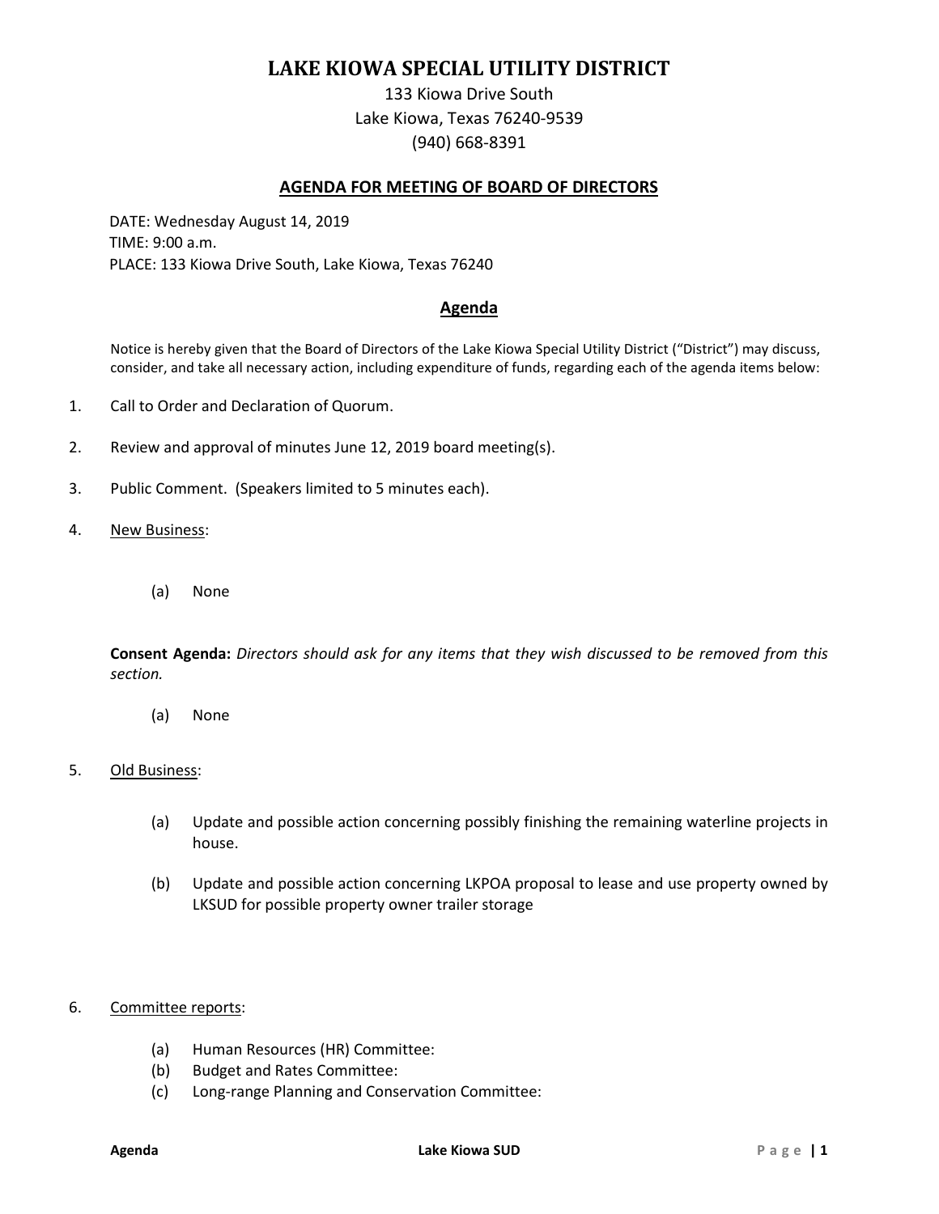# LAKE KIOWA SPECIAL UTILITY DISTRICT

133 Kiowa Drive South
Lake Kiowa, Texas 76240-9539
(940) 668-8391

## AGENDA FOR MEETING OF BOARD OF DIRECTORS

DATE: Wednesday August 14, 2019
TIME: 9:00 a.m.
PLACE: 133 Kiowa Drive South, Lake Kiowa, Texas 76240

## Agenda

Notice is hereby given that the Board of Directors of the Lake Kiowa Special Utility District ("District") may discuss, consider, and take all necessary action, including expenditure of funds, regarding each of the agenda items below:

1. Call to Order and Declaration of Quorum.

2. Review and approval of minutes June 12, 2019 board meeting(s).

3. Public Comment. (Speakers limited to 5 minutes each).

4. New Business:

   (a) None

   **Consent Agenda:** *Directors should ask for any items that they wish discussed to be removed from this section.*

   (a) None

5. Old Business:

   (a) Update and possible action concerning possibly finishing the remaining waterline projects in house.

   (b) Update and possible action concerning LKPOA proposal to lease and use property owned by LKSUD for possible property owner trailer storage

6. Committee reports:

   (a) Human Resources (HR) Committee:
   (b) Budget and Rates Committee:
   (c) Long-range Planning and Conservation Committee: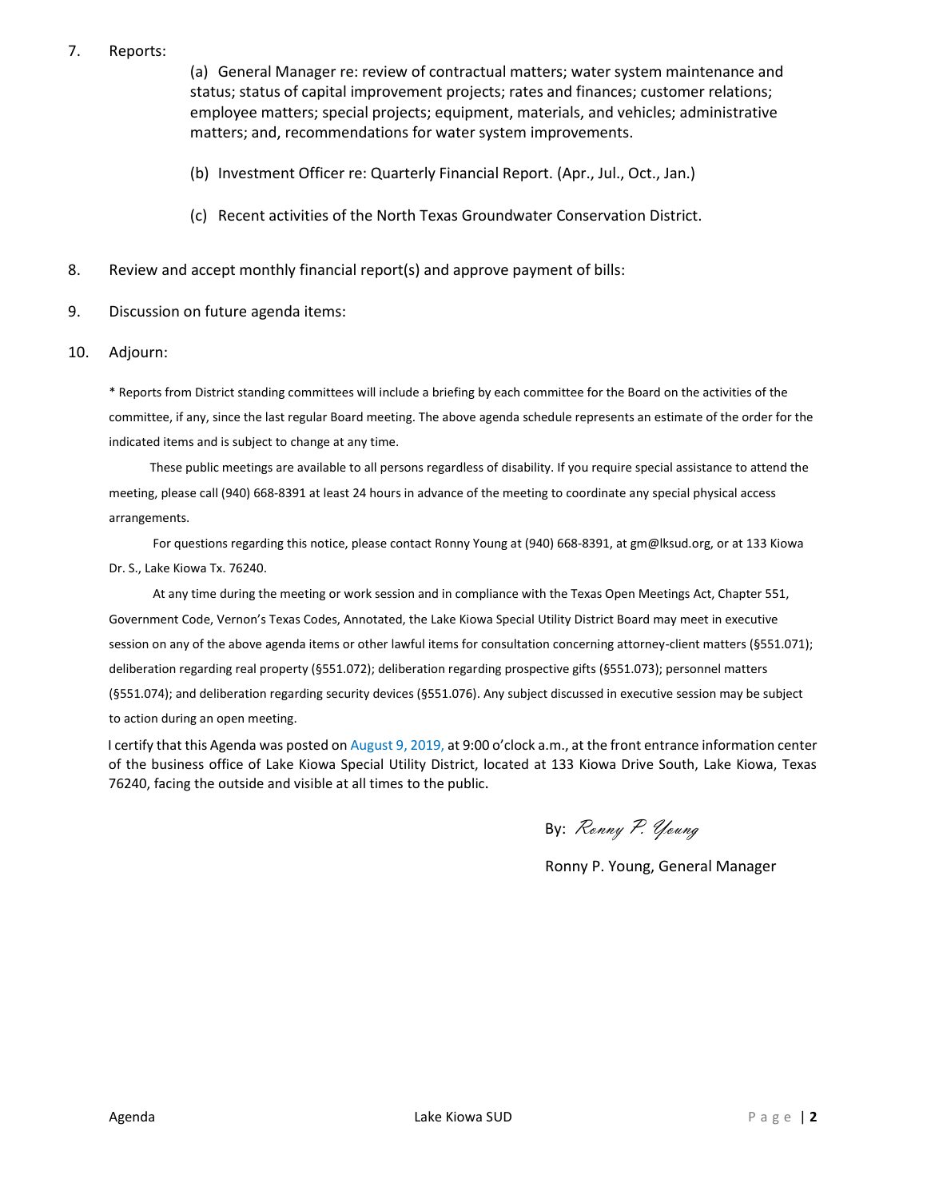7. Reports:

   (a) General Manager re: review of contractual matters; water system maintenance and status; status of capital improvement projects; rates and finances; customer relations; employee matters; special projects; equipment, materials, and vehicles; administrative matters; and, recommendations for water system improvements.

   (b) Investment Officer re: Quarterly Financial Report. (Apr., Jul., Oct., Jan.)

   (c) Recent activities of the North Texas Groundwater Conservation District.

8. Review and accept monthly financial report(s) and approve payment of bills:

9. Discussion on future agenda items:

10. Adjourn:

* Reports from District standing committees will include a briefing by each committee for the Board on the activities of the committee, if any, since the last regular Board meeting. The above agenda schedule represents an estimate of the order for the indicated items and is subject to change at any time.

These public meetings are available to all persons regardless of disability. If you require special assistance to attend the meeting, please call (940) 668-8391 at least 24 hours in advance of the meeting to coordinate any special physical access arrangements.

For questions regarding this notice, please contact Ronny Young at (940) 668-8391, at gm@lksud.org, or at 133 Kiowa Dr. S., Lake Kiowa Tx. 76240.

At any time during the meeting or work session and in compliance with the Texas Open Meetings Act, Chapter 551, Government Code, Vernon's Texas Codes, Annotated, the Lake Kiowa Special Utility District Board may meet in executive session on any of the above agenda items or other lawful items for consultation concerning attorney-client matters (§551.071); deliberation regarding real property (§551.072); deliberation regarding prospective gifts (§551.073); personnel matters (§551.074); and deliberation regarding security devices (§551.076). Any subject discussed in executive session may be subject to action during an open meeting.

I certify that this Agenda was posted on August 9, 2019, at 9:00 o'clock a.m., at the front entrance information center of the business office of Lake Kiowa Special Utility District, located at 133 Kiowa Drive South, Lake Kiowa, Texas 76240, facing the outside and visible at all times to the public.

By: *Ronny P. Young*

Ronny P. Young, General Manager